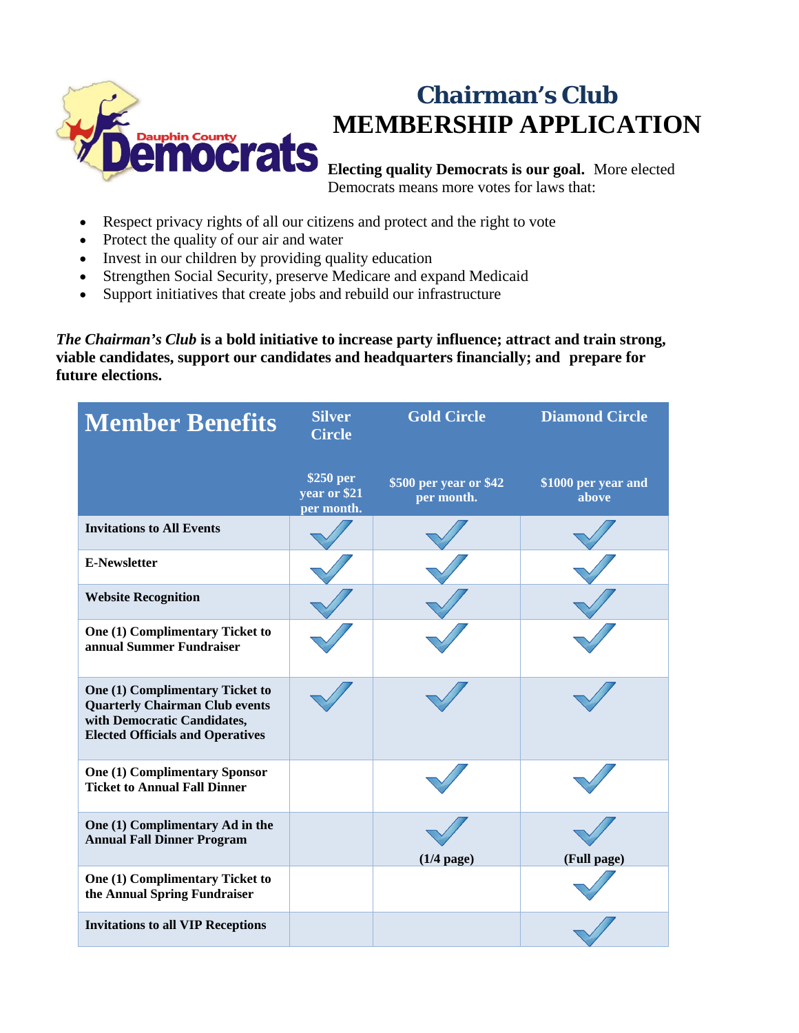# Chairman's Club

# MEMBERSHIP APPLICATION

**Electing quality Democrats is our goal.** More elected Democrats means more votes for laws that:

- Respect privacy rights of all our citizens and protect and the right to vote
- Protect the quality of our air and water
- Invest in our children by providing quality education
- Strengthen Social Security, preserve Medicare and expand Medicaid
- Support initiatives that create jobs and rebuild our infrastructure

***The Chairman's Club*** **is a bold initiative to increase party influence; attract and train strong, viable candidates, support our candidates and headquarters financially; and prepare for future elections.**

| Member Benefits | Silver Circle<br>$250 per year or $21 per month. | Gold Circle<br>$500 per year or $42 per month. | Diamond Circle<br>$1000 per year and above |
|---|---|---|---|
| **Invitations to All Events** | ✓ | ✓ | ✓ |
| **E-Newsletter** | ✓ | ✓ | ✓ |
| **Website Recognition** | ✓ | ✓ | ✓ |
| **One (1) Complimentary Ticket to annual Summer Fundraiser** | ✓ | ✓ | ✓ |
| **One (1) Complimentary Ticket to Quarterly Chairman Club events with Democratic Candidates, Elected Officials and Operatives** | ✓ | ✓ | ✓ |
| **One (1) Complimentary Sponsor Ticket to Annual Fall Dinner** | | ✓ | ✓ |
| **One (1) Complimentary Ad in the Annual Fall Dinner Program** | | ✓ **(1/4 page)** | ✓ **(Full page)** |
| **One (1) Complimentary Ticket to the Annual Spring Fundraiser** | | | ✓ |
| **Invitations to all VIP Receptions** | | | ✓ |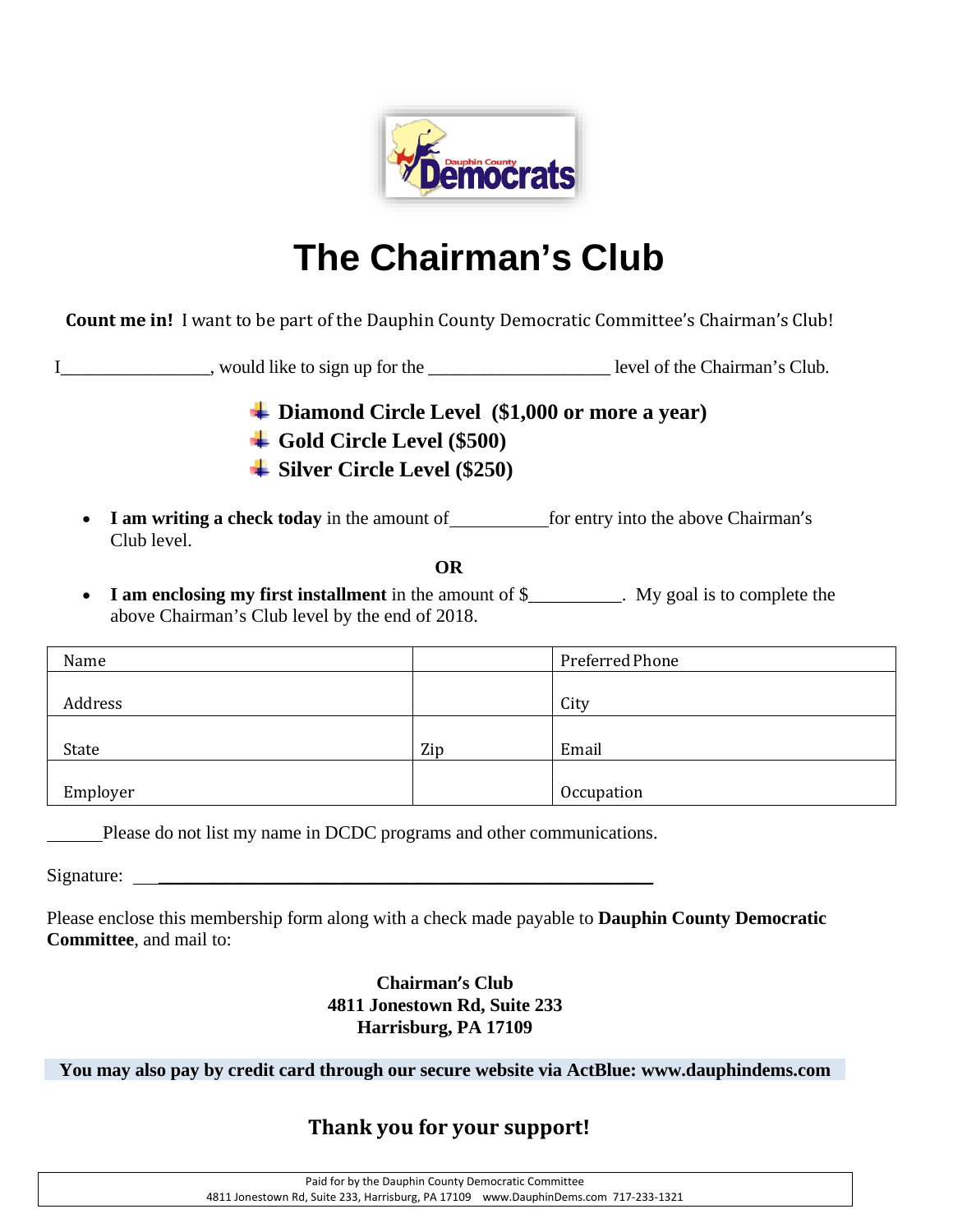# The Chairman's Club

**Count me in!** I want to be part of the Dauphin County Democratic Committee's Chairman's Club!

I________________, would like to sign up for the ____________________ level of the Chairman's Club.

- **Diamond Circle Level (\$1,000 or more a year)**
- **Gold Circle Level (\$500)**
- **Silver Circle Level (\$250)**

- **I am writing a check today** in the amount of___________for entry into the above Chairman's Club level.

**OR**

- **I am enclosing my first installment** in the amount of \$__________. My goal is to complete the above Chairman's Club level by the end of 2018.

| | | |
|---|---|---|
| Name | | Preferred Phone |
| Address | | City |
| State | Zip | Email |
| Employer | | Occupation |

______Please do not list my name in DCDC programs and other communications.

Signature: ________________________________________________________

Please enclose this membership form along with a check made payable to **Dauphin County Democratic Committee**, and mail to:

**Chairman's Club**
**4811 Jonestown Rd, Suite 233**
**Harrisburg, PA 17109**

**You may also pay by credit card through our secure website via ActBlue: www.dauphindems.com**

## Thank you for your support!

Paid for by the Dauphin County Democratic Committee
4811 Jonestown Rd, Suite 233, Harrisburg, PA 17109 www.DauphinDems.com 717-233-1321